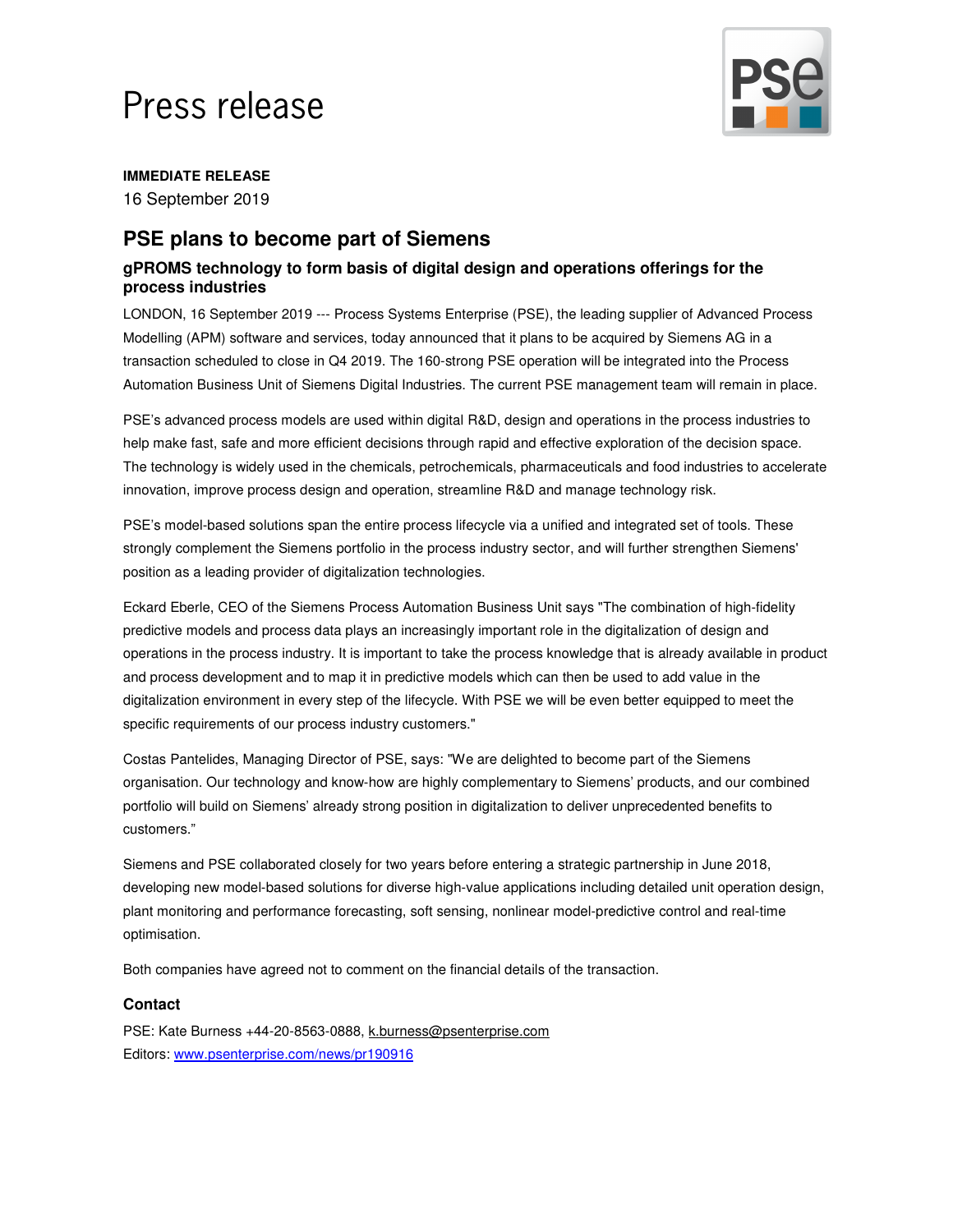# Press release

**IMMEDIATE RELEASE**

16 September 2019

## PSE plans to become part of Siemens

### gPROMS technology to form basis of digital design and operations offerings for the process industries

LONDON, 16 September 2019 --- Process Systems Enterprise (PSE), the leading supplier of Advanced Process Modelling (APM) software and services, today announced that it plans to be acquired by Siemens AG in a transaction scheduled to close in Q4 2019. The 160-strong PSE operation will be integrated into the Process Automation Business Unit of Siemens Digital Industries. The current PSE management team will remain in place.

PSE's advanced process models are used within digital R&D, design and operations in the process industries to help make fast, safe and more efficient decisions through rapid and effective exploration of the decision space. The technology is widely used in the chemicals, petrochemicals, pharmaceuticals and food industries to accelerate innovation, improve process design and operation, streamline R&D and manage technology risk.

PSE's model-based solutions span the entire process lifecycle via a unified and integrated set of tools. These strongly complement the Siemens portfolio in the process industry sector, and will further strengthen Siemens' position as a leading provider of digitalization technologies.

Eckard Eberle, CEO of the Siemens Process Automation Business Unit says "The combination of high-fidelity predictive models and process data plays an increasingly important role in the digitalization of design and operations in the process industry. It is important to take the process knowledge that is already available in product and process development and to map it in predictive models which can then be used to add value in the digitalization environment in every step of the lifecycle. With PSE we will be even better equipped to meet the specific requirements of our process industry customers."

Costas Pantelides, Managing Director of PSE, says: "We are delighted to become part of the Siemens organisation. Our technology and know-how are highly complementary to Siemens' products, and our combined portfolio will build on Siemens' already strong position in digitalization to deliver unprecedented benefits to customers."

Siemens and PSE collaborated closely for two years before entering a strategic partnership in June 2018, developing new model-based solutions for diverse high-value applications including detailed unit operation design, plant monitoring and performance forecasting, soft sensing, nonlinear model-predictive control and real-time optimisation.

Both companies have agreed not to comment on the financial details of the transaction.

### Contact

PSE: Kate Burness +44-20-8563-0888, k.burness@psenterprise.com

Editors: www.psenterprise.com/news/pr190916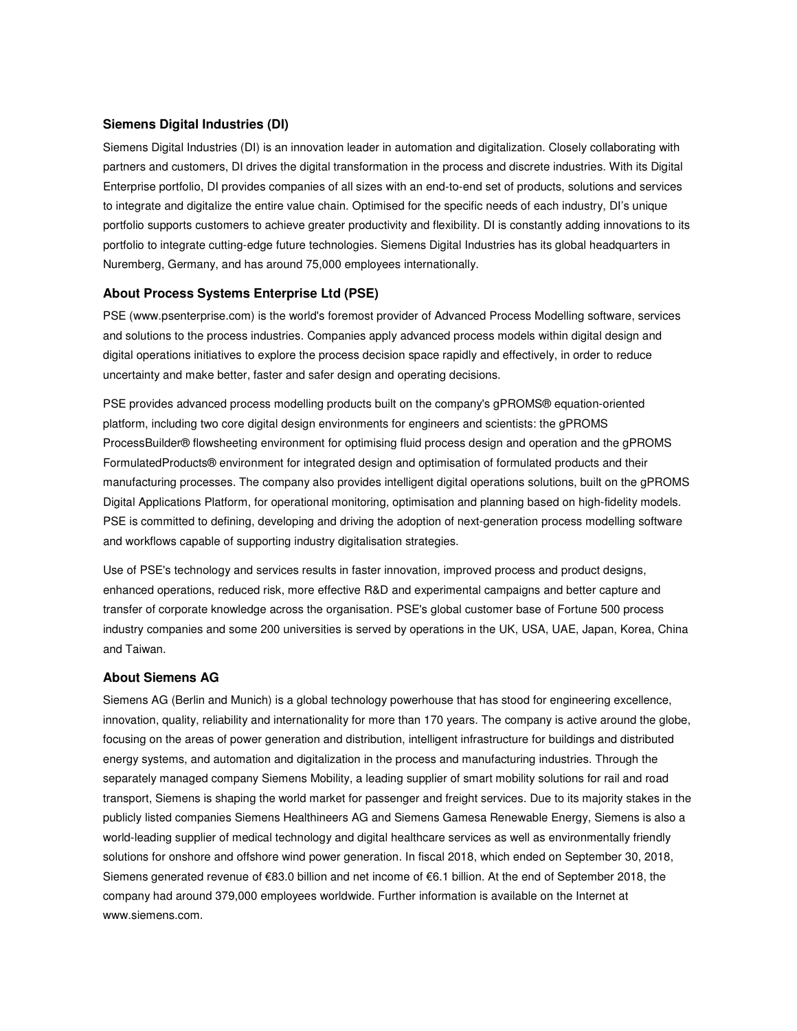### Siemens Digital Industries (DI)

Siemens Digital Industries (DI) is an innovation leader in automation and digitalization. Closely collaborating with partners and customers, DI drives the digital transformation in the process and discrete industries. With its Digital Enterprise portfolio, DI provides companies of all sizes with an end-to-end set of products, solutions and services to integrate and digitalize the entire value chain. Optimised for the specific needs of each industry, DI's unique portfolio supports customers to achieve greater productivity and flexibility. DI is constantly adding innovations to its portfolio to integrate cutting-edge future technologies. Siemens Digital Industries has its global headquarters in Nuremberg, Germany, and has around 75,000 employees internationally.

### About Process Systems Enterprise Ltd (PSE)

PSE (www.psenterprise.com) is the world's foremost provider of Advanced Process Modelling software, services and solutions to the process industries. Companies apply advanced process models within digital design and digital operations initiatives to explore the process decision space rapidly and effectively, in order to reduce uncertainty and make better, faster and safer design and operating decisions.

PSE provides advanced process modelling products built on the company's gPROMS® equation-oriented platform, including two core digital design environments for engineers and scientists: the gPROMS ProcessBuilder® flowsheeting environment for optimising fluid process design and operation and the gPROMS FormulatedProducts® environment for integrated design and optimisation of formulated products and their manufacturing processes. The company also provides intelligent digital operations solutions, built on the gPROMS Digital Applications Platform, for operational monitoring, optimisation and planning based on high-fidelity models. PSE is committed to defining, developing and driving the adoption of next-generation process modelling software and workflows capable of supporting industry digitalisation strategies.

Use of PSE's technology and services results in faster innovation, improved process and product designs, enhanced operations, reduced risk, more effective R&D and experimental campaigns and better capture and transfer of corporate knowledge across the organisation. PSE's global customer base of Fortune 500 process industry companies and some 200 universities is served by operations in the UK, USA, UAE, Japan, Korea, China and Taiwan.

### About Siemens AG

Siemens AG (Berlin and Munich) is a global technology powerhouse that has stood for engineering excellence, innovation, quality, reliability and internationality for more than 170 years. The company is active around the globe, focusing on the areas of power generation and distribution, intelligent infrastructure for buildings and distributed energy systems, and automation and digitalization in the process and manufacturing industries. Through the separately managed company Siemens Mobility, a leading supplier of smart mobility solutions for rail and road transport, Siemens is shaping the world market for passenger and freight services. Due to its majority stakes in the publicly listed companies Siemens Healthineers AG and Siemens Gamesa Renewable Energy, Siemens is also a world-leading supplier of medical technology and digital healthcare services as well as environmentally friendly solutions for onshore and offshore wind power generation. In fiscal 2018, which ended on September 30, 2018, Siemens generated revenue of €83.0 billion and net income of €6.1 billion. At the end of September 2018, the company had around 379,000 employees worldwide. Further information is available on the Internet at www.siemens.com.